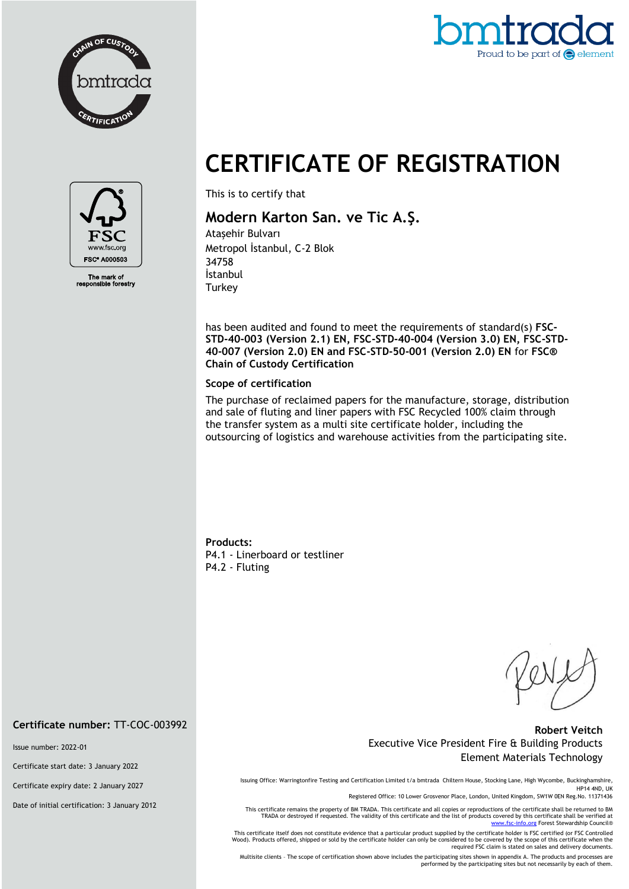CHAIN OF CUSTODY bmtrada CERTIFICATION

FSC www.fsc.org FSC® A000503

The mark of responsible forestry

bmtrada Proud to be part of element

# CERTIFICATE OF REGISTRATION

This is to certify that

## Modern Karton San. ve Tic A.Ş.

Ataşehir Bulvarı
Metropol İstanbul, C-2 Blok
34758
İstanbul
Turkey

has been audited and found to meet the requirements of standard(s) **FSC-STD-40-003 (Version 2.1) EN, FSC-STD-40-004 (Version 3.0) EN, FSC-STD-40-007 (Version 2.0) EN and FSC-STD-50-001 (Version 2.0) EN** for **FSC® Chain of Custody Certification**

### Scope of certification

The purchase of reclaimed papers for the manufacture, storage, distribution and sale of fluting and liner papers with FSC Recycled 100% claim through the transfer system as a multi site certificate holder, including the outsourcing of logistics and warehouse activities from the participating site.

**Products:**
P4.1 - Linerboard or testliner
P4.2 - Fluting

**Certificate number:** TT-COC-003992

Issue number: 2022-01

Certificate start date: 3 January 2022

Certificate expiry date: 2 January 2027

Date of initial certification: 3 January 2012

**Robert Veitch**
Executive Vice President Fire & Building Products
Element Materials Technology

Issuing Office: Warringtonfire Testing and Certification Limited t/a bmtrada Chiltern House, Stocking Lane, High Wycombe, Buckinghamshire, HP14 4ND, UK
Registered Office: 10 Lower Grosvenor Place, London, United Kingdom, SW1W 0EN Reg.No. 11371436

This certificate remains the property of BM TRADA. This certificate and all copies or reproductions of the certificate shall be returned to BM TRADA or destroyed if requested. The validity of this certificate and the list of products covered by this certificate shall be verified at www.fsc-info.org Forest Stewardship Council®

This certificate itself does not constitute evidence that a particular product supplied by the certificate holder is FSC certified (or FSC Controlled Wood). Products offered, shipped or sold by the certificate holder can only be considered to be covered by the scope of this certificate when the required FSC claim is stated on sales and delivery documents.

Multisite clients – The scope of certification shown above includes the participating sites shown in appendix A. The products and processes are performed by the participating sites but not necessarily by each of them.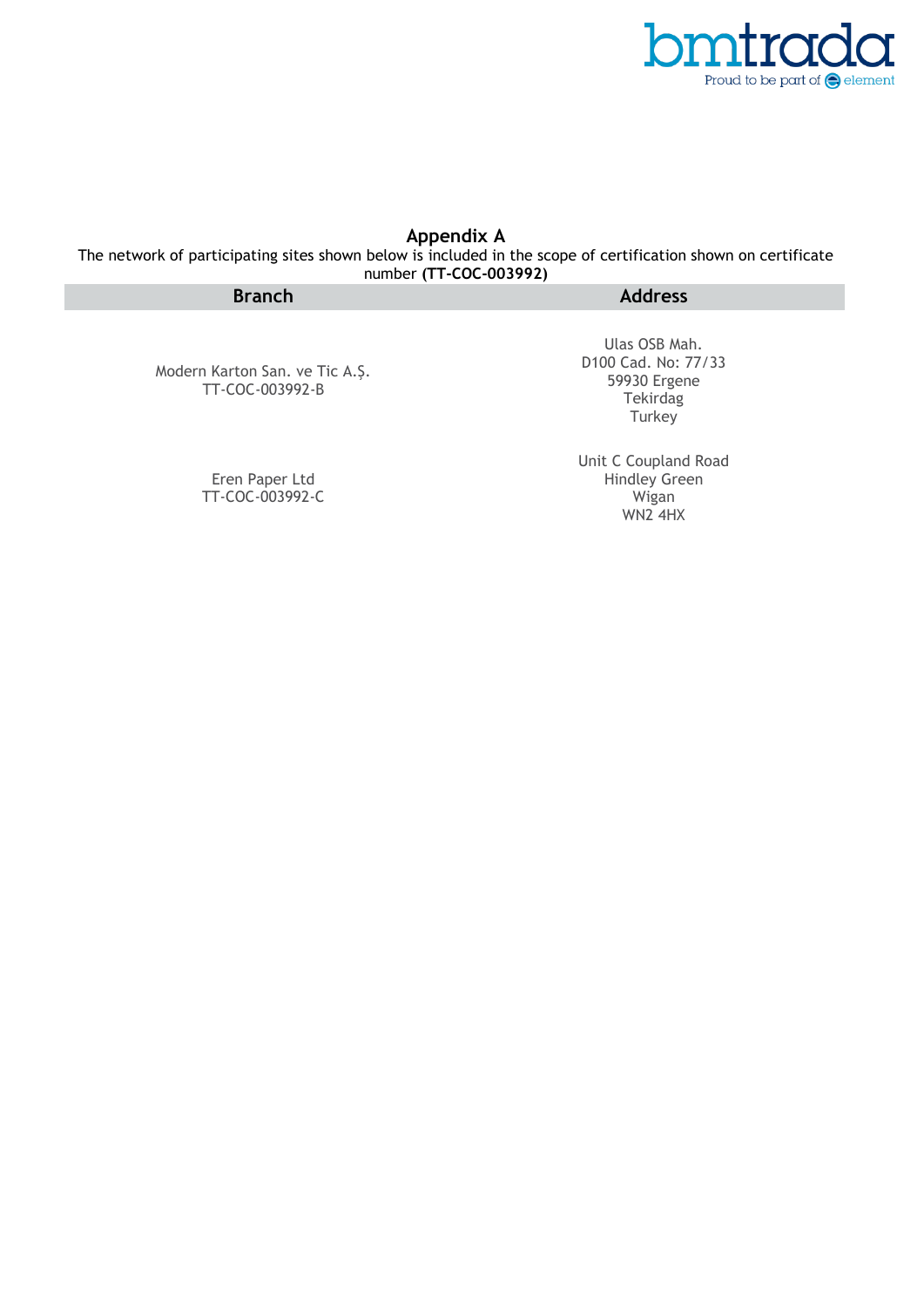## Appendix A

The network of participating sites shown below is included in the scope of certification shown on certificate number **(TT-COC-003992)**

| Branch | Address |
| --- | --- |
| Modern Karton San. ve Tic A.Ş.<br>TT-COC-003992-B | Ulas OSB Mah.<br>D100 Cad. No: 77/33<br>59930 Ergene<br>Tekirdag<br>Turkey |
| Eren Paper Ltd<br>TT-COC-003992-C | Unit C Coupland Road<br>Hindley Green<br>Wigan<br>WN2 4HX |